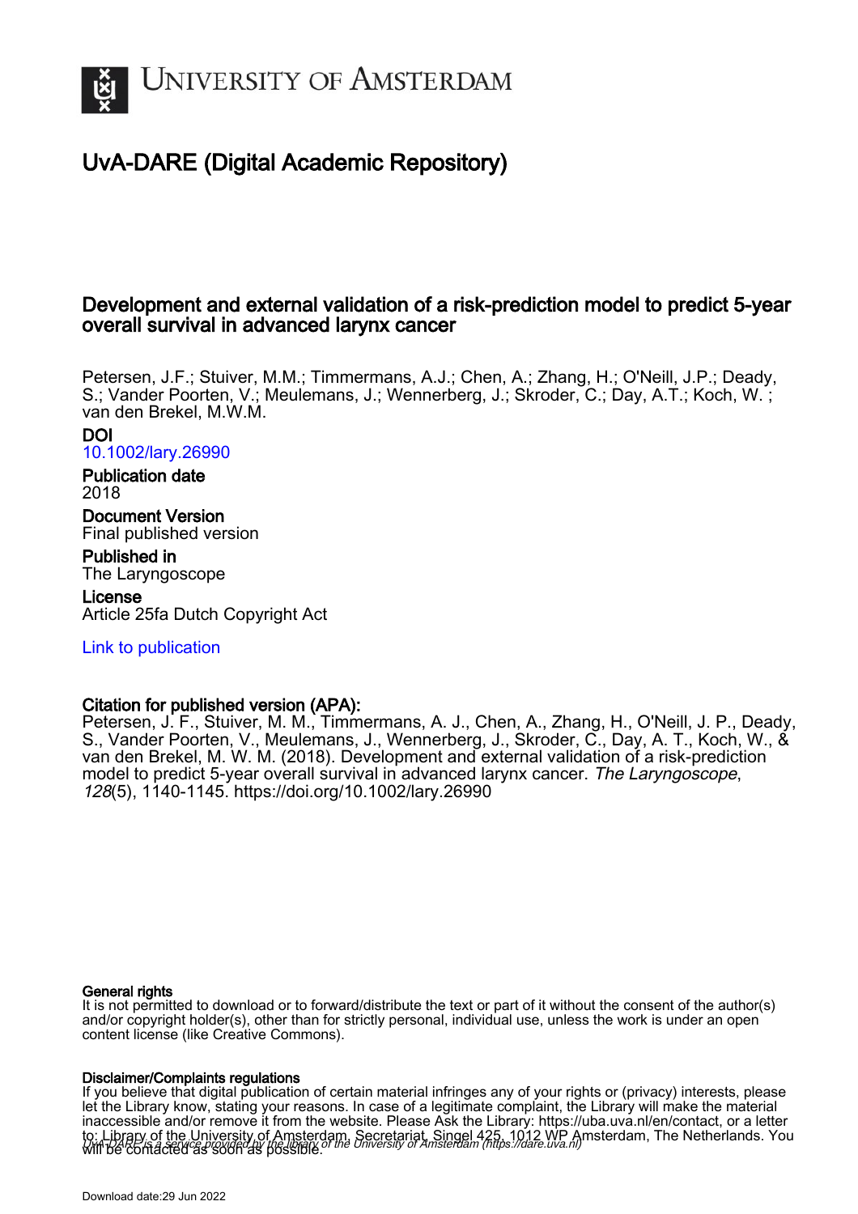# University of Amsterdam

## UvA-DARE (Digital Academic Repository)

### Development and external validation of a risk-prediction model to predict 5-year overall survival in advanced larynx cancer

Petersen, J.F.; Stuiver, M.M.; Timmermans, A.J.; Chen, A.; Zhang, H.; O'Neill, J.P.; Deady, S.; Vander Poorten, V.; Meulemans, J.; Wennerberg, J.; Skroder, C.; Day, A.T.; Koch, W. ; van den Brekel, M.W.M.

**DOI**
10.1002/lary.26990

**Publication date**
2018

**Document Version**
Final published version

**Published in**
The Laryngoscope

**License**
Article 25fa Dutch Copyright Act

Link to publication

**Citation for published version (APA):**
Petersen, J. F., Stuiver, M. M., Timmermans, A. J., Chen, A., Zhang, H., O'Neill, J. P., Deady, S., Vander Poorten, V., Meulemans, J., Wennerberg, J., Skroder, C., Day, A. T., Koch, W., & van den Brekel, M. W. M. (2018). Development and external validation of a risk-prediction model to predict 5-year overall survival in advanced larynx cancer. *The Laryngoscope*, *128*(5), 1140-1145. https://doi.org/10.1002/lary.26990

**General rights**
It is not permitted to download or to forward/distribute the text or part of it without the consent of the author(s) and/or copyright holder(s), other than for strictly personal, individual use, unless the work is under an open content license (like Creative Commons).

**Disclaimer/Complaints regulations**
If you believe that digital publication of certain material infringes any of your rights or (privacy) interests, please let the Library know, stating your reasons. In case of a legitimate complaint, the Library will make the material inaccessible and/or remove it from the website. Please Ask the Library: https://uba.uva.nl/en/contact, or a letter to: Library of the University of Amsterdam, Secretariat, Singel 425, 1012 WP Amsterdam, The Netherlands. You will be contacted as soon as possible.

UvA-DARE is a service provided by the library of the University of Amsterdam (https://dare.uva.nl)

Download date:29 Jun 2022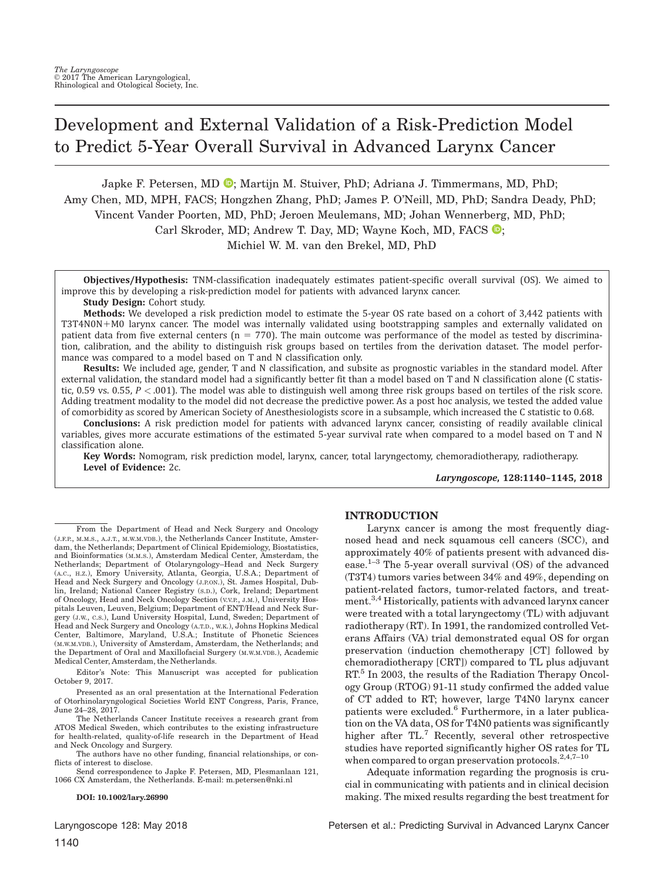# Development and External Validation of a Risk-Prediction Model to Predict 5-Year Overall Survival in Advanced Larynx Cancer

Japke F. Petersen, MD; Martijn M. Stuiver, PhD; Adriana J. Timmermans, MD, PhD; Amy Chen, MD, MPH, FACS; Hongzhen Zhang, PhD; James P. O'Neill, MD, PhD; Sandra Deady, PhD; Vincent Vander Poorten, MD, PhD; Jeroen Meulemans, MD; Johan Wennerberg, MD, PhD; Carl Skroder, MD; Andrew T. Day, MD; Wayne Koch, MD, FACS; Michiel W. M. van den Brekel, MD, PhD

**Objectives/Hypothesis:** TNM-classification inadequately estimates patient-specific overall survival (OS). We aimed to improve this by developing a risk-prediction model for patients with advanced larynx cancer.

**Study Design:** Cohort study.

**Methods:** We developed a risk prediction model to estimate the 5-year OS rate based on a cohort of 3,442 patients with T3T4N0N+M0 larynx cancer. The model was internally validated using bootstrapping samples and externally validated on patient data from five external centers ($n = 770$). The main outcome was performance of the model as tested by discrimination, calibration, and the ability to distinguish risk groups based on tertiles from the derivation dataset. The model performance was compared to a model based on T and N classification only.

**Results:** We included age, gender, T and N classification, and subsite as prognostic variables in the standard model. After external validation, the standard model had a significantly better fit than a model based on T and N classification alone (C statistic, 0.59 vs. 0.55, $P < .001$). The model was able to distinguish well among three risk groups based on tertiles of the risk score. Adding treatment modality to the model did not decrease the predictive power. As a post hoc analysis, we tested the added value of comorbidity as scored by American Society of Anesthesiologists score in a subsample, which increased the C statistic to 0.68.

**Conclusions:** A risk prediction model for patients with advanced larynx cancer, consisting of readily available clinical variables, gives more accurate estimations of the estimated 5-year survival rate when compared to a model based on T and N classification alone.

**Key Words:** Nomogram, risk prediction model, larynx, cancer, total laryngectomy, chemoradiotherapy, radiotherapy.

**Level of Evidence:** 2c.

From the Department of Head and Neck Surgery and Oncology (J.F.P., M.M.S., A.J.T., M.W.M.VDB.), the Netherlands Cancer Institute, Amsterdam, the Netherlands; Department of Clinical Epidemiology, Biostatistics, and Bioinformatics (M.M.S.), Amsterdam Medical Center, Amsterdam, the Netherlands; Department of Otolaryngology–Head and Neck Surgery (A.C., H.Z.), Emory University, Atlanta, Georgia, U.S.A.; Department of Head and Neck Surgery and Oncology (J.P.ON.), St. James Hospital, Dublin, Ireland; National Cancer Registry (S.D.), Cork, Ireland; Department of Oncology, Head and Neck Oncology Section (V.V.P., J.M.), University Hospitals Leuven, Leuven, Belgium; Department of ENT/Head and Neck Surgery (J.W., C.S.), Lund University Hospital, Lund, Sweden; Department of Head and Neck Surgery and Oncology (A.T.D., W.K.), Johns Hopkins Medical Center, Baltimore, Maryland, U.S.A.; Institute of Phonetic Sciences (M.W.M.VDB.), University of Amsterdam, Amsterdam, the Netherlands; and the Department of Oral and Maxillofacial Surgery (M.W.M.VDB.), Academic Medical Center, Amsterdam, the Netherlands.

Editor's Note: This Manuscript was accepted for publication October 9, 2017.

Presented as an oral presentation at the International Federation of Otorhinolaryngological Societies World ENT Congress, Paris, France, June 24–28, 2017.

The Netherlands Cancer Institute receives a research grant from ATOS Medical Sweden, which contributes to the existing infrastructure for health-related, quality-of-life research in the Department of Head and Neck Oncology and Surgery.

The authors have no other funding, financial relationships, or conflicts of interest to disclose.

Send correspondence to Japke F. Petersen, MD, Plesmanlaan 121, 1066 CX Amsterdam, the Netherlands. E-mail: m.petersen@nki.nl

**DOI: 10.1002/lary.26990**

## INTRODUCTION

Larynx cancer is among the most frequently diagnosed head and neck squamous cell cancers (SCC), and approximately 40% of patients present with advanced disease.[1–3] The 5-year overall survival (OS) of the advanced (T3T4) tumors varies between 34% and 49%, depending on patient-related factors, tumor-related factors, and treatment.[3,4] Historically, patients with advanced larynx cancer were treated with a total laryngectomy (TL) with adjuvant radiotherapy (RT). In 1991, the randomized controlled Veterans Affairs (VA) trial demonstrated equal OS for organ preservation (induction chemotherapy [CT] followed by chemoradiotherapy [CRT]) compared to TL plus adjuvant RT.[5] In 2003, the results of the Radiation Therapy Oncology Group (RTOG) 91-11 study confirmed the added value of CT added to RT; however, large T4N0 larynx cancer patients were excluded.[6] Furthermore, in a later publication on the VA data, OS for T4N0 patients was significantly higher after TL.[7] Recently, several other retrospective studies have reported significantly higher OS rates for TL when compared to organ preservation protocols.[2,4,7–10]

Adequate information regarding the prognosis is crucial in communicating with patients and in clinical decision making. The mixed results regarding the best treatment for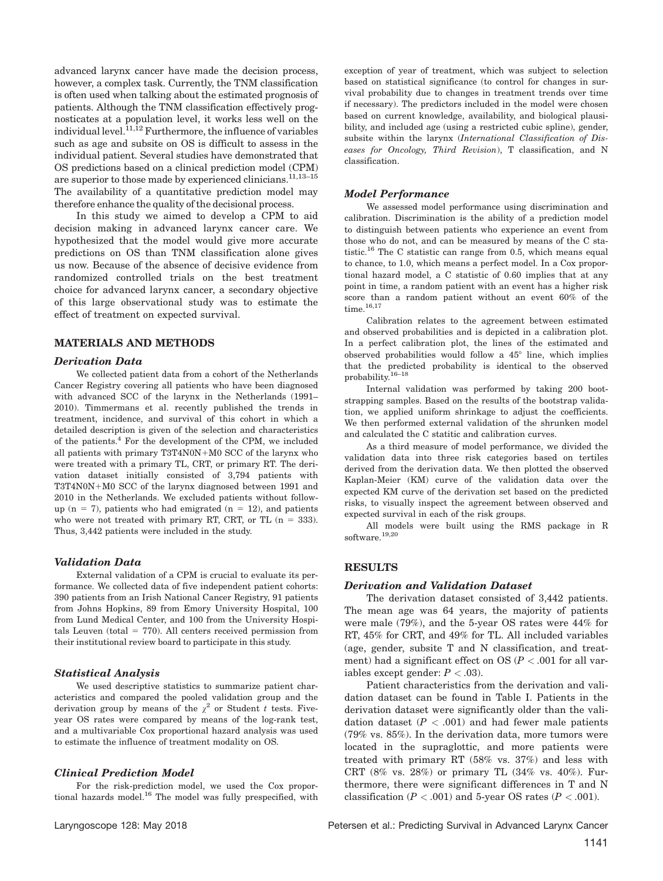advanced larynx cancer have made the decision process, however, a complex task. Currently, the TNM classification is often used when talking about the estimated prognosis of patients. Although the TNM classification effectively prognosticates at a population level, it works less well on the individual level.[11,12] Furthermore, the influence of variables such as age and subsite on OS is difficult to assess in the individual patient. Several studies have demonstrated that OS predictions based on a clinical prediction model (CPM) are superior to those made by experienced clinicians.[11,13–15] The availability of a quantitative prediction model may therefore enhance the quality of the decisional process.

In this study we aimed to develop a CPM to aid decision making in advanced larynx cancer care. We hypothesized that the model would give more accurate predictions on OS than TNM classification alone gives us now. Because of the absence of decisive evidence from randomized controlled trials on the best treatment choice for advanced larynx cancer, a secondary objective of this large observational study was to estimate the effect of treatment on expected survival.

## MATERIALS AND METHODS

### *Derivation Data*

We collected patient data from a cohort of the Netherlands Cancer Registry covering all patients who have been diagnosed with advanced SCC of the larynx in the Netherlands (1991–2010). Timmermans et al. recently published the trends in treatment, incidence, and survival of this cohort in which a detailed description is given of the selection and characteristics of the patients.[4] For the development of the CPM, we included all patients with primary T3T4N0N+M0 SCC of the larynx who were treated with a primary TL, CRT, or primary RT. The derivation dataset initially consisted of 3,794 patients with T3T4N0N+M0 SCC of the larynx diagnosed between 1991 and 2010 in the Netherlands. We excluded patients without follow-up (n = 7), patients who had emigrated (n = 12), and patients who were not treated with primary RT, CRT, or TL (n = 333). Thus, 3,442 patients were included in the study.

### *Validation Data*

External validation of a CPM is crucial to evaluate its performance. We collected data of five independent patient cohorts: 390 patients from an Irish National Cancer Registry, 91 patients from Johns Hopkins, 89 from Emory University Hospital, 100 from Lund Medical Center, and 100 from the University Hospitals Leuven (total = 770). All centers received permission from their institutional review board to participate in this study.

### *Statistical Analysis*

We used descriptive statistics to summarize patient characteristics and compared the pooled validation group and the derivation group by means of the $\chi^2$ or Student $t$ tests. Five-year OS rates were compared by means of the log-rank test, and a multivariable Cox proportional hazard analysis was used to estimate the influence of treatment modality on OS.

### *Clinical Prediction Model*

For the risk-prediction model, we used the Cox proportional hazards model.[16] The model was fully prespecified, with exception of year of treatment, which was subject to selection based on statistical significance (to control for changes in survival probability due to changes in treatment trends over time if necessary). The predictors included in the model were chosen based on current knowledge, availability, and biological plausibility, and included age (using a restricted cubic spline), gender, subsite within the larynx (*International Classification of Diseases for Oncology, Third Revision*), T classification, and N classification.

### *Model Performance*

We assessed model performance using discrimination and calibration. Discrimination is the ability of a prediction model to distinguish between patients who experience an event from those who do not, and can be measured by means of the C statistic.[16] The C statistic can range from 0.5, which means equal to chance, to 1.0, which means a perfect model. In a Cox proportional hazard model, a C statistic of 0.60 implies that at any point in time, a random patient with an event has a higher risk score than a random patient without an event 60% of the time.[16,17]

Calibration relates to the agreement between estimated and observed probabilities and is depicted in a calibration plot. In a perfect calibration plot, the lines of the estimated and observed probabilities would follow a 45° line, which implies that the predicted probability is identical to the observed probability.[16–18]

Internal validation was performed by taking 200 bootstrapping samples. Based on the results of the bootstrap validation, we applied uniform shrinkage to adjust the coefficients. We then performed external validation of the shrunken model and calculated the C statitic and calibration curves.

As a third measure of model performance, we divided the validation data into three risk categories based on tertiles derived from the derivation data. We then plotted the observed Kaplan-Meier (KM) curve of the validation data over the expected KM curve of the derivation set based on the predicted risks, to visually inspect the agreement between observed and expected survival in each of the risk groups.

All models were built using the RMS package in R software.[19,20]

## RESULTS

### *Derivation and Validation Dataset*

The derivation dataset consisted of 3,442 patients. The mean age was 64 years, the majority of patients were male (79%), and the 5-year OS rates were 44% for RT, 45% for CRT, and 49% for TL. All included variables (age, gender, subsite T and N classification, and treatment) had a significant effect on OS ($P < .001$ for all variables except gender: $P < .03$).

Patient characteristics from the derivation and validation dataset can be found in Table I. Patients in the derivation dataset were significantly older than the validation dataset ($P < .001$) and had fewer male patients (79% vs. 85%). In the derivation data, more tumors were located in the supraglottic, and more patients were treated with primary RT (58% vs. 37%) and less with CRT (8% vs. 28%) or primary TL (34% vs. 40%). Furthermore, there were significant differences in T and N classification ($P < .001$) and 5-year OS rates ($P < .001$).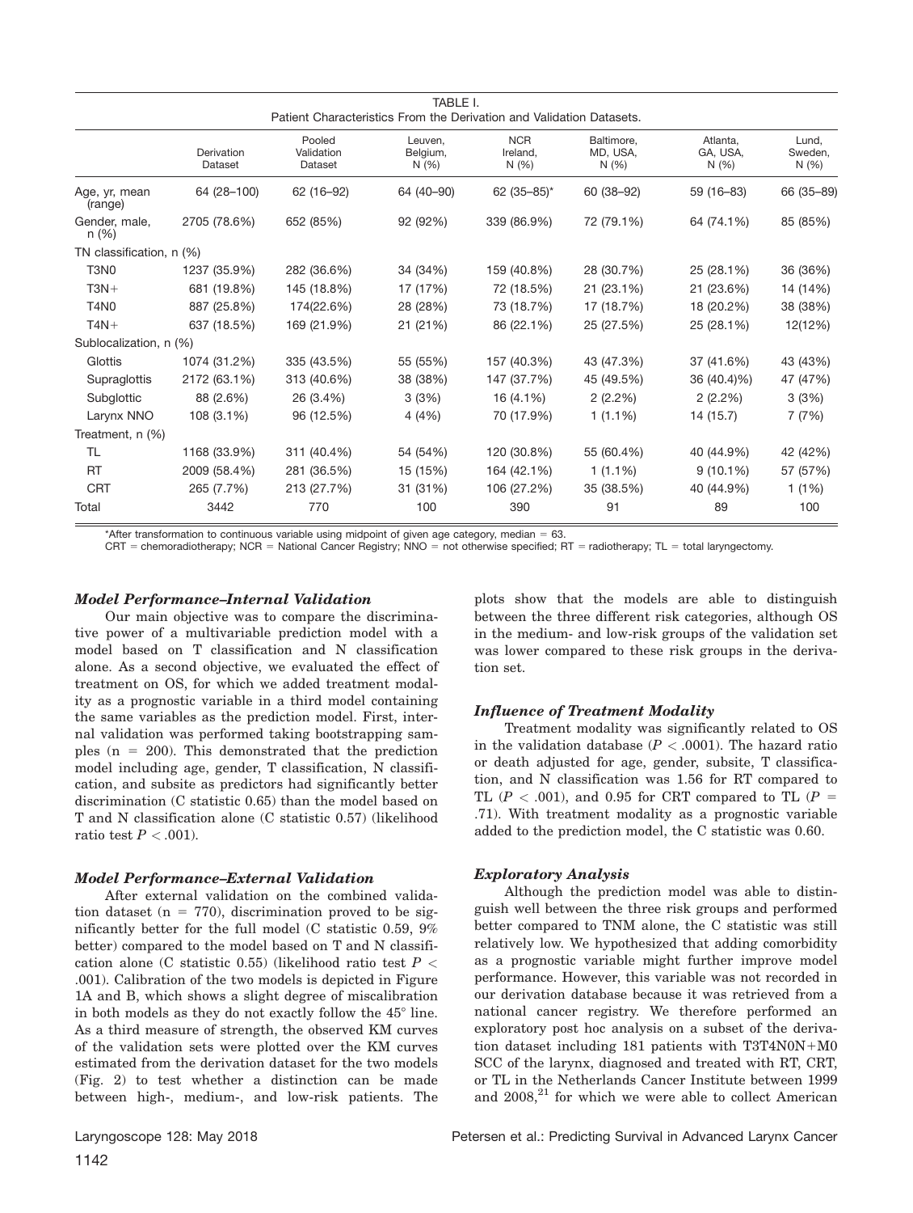TABLE I.
Patient Characteristics From the Derivation and Validation Datasets.

| | Derivation Dataset | Pooled Validation Dataset | Leuven, Belgium, N (%) | NCR Ireland, N (%) | Baltimore, MD, USA, N (%) | Atlanta, GA, USA, N (%) | Lund, Sweden, N (%) |
|---|---|---|---|---|---|---|---|
| Age, yr, mean (range) | 64 (28–100) | 62 (16–92) | 64 (40–90) | 62 (35–85)* | 60 (38–92) | 59 (16–83) | 66 (35–89) |
| Gender, male, n (%) | 2705 (78.6%) | 652 (85%) | 92 (92%) | 339 (86.9%) | 72 (79.1%) | 64 (74.1%) | 85 (85%) |
| TN classification, n (%) | | | | | | | |
| T3N0 | 1237 (35.9%) | 282 (36.6%) | 34 (34%) | 159 (40.8%) | 28 (30.7%) | 25 (28.1%) | 36 (36%) |
| T3N+ | 681 (19.8%) | 145 (18.8%) | 17 (17%) | 72 (18.5%) | 21 (23.1%) | 21 (23.6%) | 14 (14%) |
| T4N0 | 887 (25.8%) | 174(22.6%) | 28 (28%) | 73 (18.7%) | 17 (18.7%) | 18 (20.2%) | 38 (38%) |
| T4N+ | 637 (18.5%) | 169 (21.9%) | 21 (21%) | 86 (22.1%) | 25 (27.5%) | 25 (28.1%) | 12(12%) |
| Sublocalization, n (%) | | | | | | | |
| Glottis | 1074 (31.2%) | 335 (43.5%) | 55 (55%) | 157 (40.3%) | 43 (47.3%) | 37 (41.6%) | 43 (43%) |
| Supraglottis | 2172 (63.1%) | 313 (40.6%) | 38 (38%) | 147 (37.7%) | 45 (49.5%) | 36 (40.4)%) | 47 (47%) |
| Subglottic | 88 (2.6%) | 26 (3.4%) | 3 (3%) | 16 (4.1%) | 2 (2.2%) | 2 (2.2%) | 3 (3%) |
| Larynx NNO | 108 (3.1%) | 96 (12.5%) | 4 (4%) | 70 (17.9%) | 1 (1.1%) | 14 (15.7) | 7 (7%) |
| Treatment, n (%) | | | | | | | |
| TL | 1168 (33.9%) | 311 (40.4%) | 54 (54%) | 120 (30.8%) | 55 (60.4%) | 40 (44.9%) | 42 (42%) |
| RT | 2009 (58.4%) | 281 (36.5%) | 15 (15%) | 164 (42.1%) | 1 (1.1%) | 9 (10.1%) | 57 (57%) |
| CRT | 265 (7.7%) | 213 (27.7%) | 31 (31%) | 106 (27.2%) | 35 (38.5%) | 40 (44.9%) | 1 (1%) |
| Total | 3442 | 770 | 100 | 390 | 91 | 89 | 100 |

*After transformation to continuous variable using midpoint of given age category, median = 63.
CRT = chemoradiotherapy; NCR = National Cancer Registry; NNO = not otherwise specified; RT = radiotherapy; TL = total laryngectomy.

### *Model Performance–Internal Validation*

Our main objective was to compare the discriminative power of a multivariable prediction model with a model based on T classification and N classification alone. As a second objective, we evaluated the effect of treatment on OS, for which we added treatment modality as a prognostic variable in a third model containing the same variables as the prediction model. First, internal validation was performed taking bootstrapping samples (n = 200). This demonstrated that the prediction model including age, gender, T classification, N classification, and subsite as predictors had significantly better discrimination (C statistic 0.65) than the model based on T and N classification alone (C statistic 0.57) (likelihood ratio test $P < .001$).

### *Model Performance–External Validation*

After external validation on the combined validation dataset (n = 770), discrimination proved to be significantly better for the full model (C statistic 0.59, 9% better) compared to the model based on T and N classification alone (C statistic 0.55) (likelihood ratio test $P < .001$). Calibration of the two models is depicted in Figure 1A and B, which shows a slight degree of miscalibration in both models as they do not exactly follow the 45° line. As a third measure of strength, the observed KM curves of the validation sets were plotted over the KM curves estimated from the derivation dataset for the two models (Fig. 2) to test whether a distinction can be made between high-, medium-, and low-risk patients. The plots show that the models are able to distinguish between the three different risk categories, although OS in the medium- and low-risk groups of the validation set was lower compared to these risk groups in the derivation set.

### *Influence of Treatment Modality*

Treatment modality was significantly related to OS in the validation database ($P < .0001$). The hazard ratio or death adjusted for age, gender, subsite, T classification, and N classification was 1.56 for RT compared to TL ($P < .001$), and 0.95 for CRT compared to TL ($P = .71$). With treatment modality as a prognostic variable added to the prediction model, the C statistic was 0.60.

### *Exploratory Analysis*

Although the prediction model was able to distinguish well between the three risk groups and performed better compared to TNM alone, the C statistic was still relatively low. We hypothesized that adding comorbidity as a prognostic variable might further improve model performance. However, this variable was not recorded in our derivation database because it was retrieved from a national cancer registry. We therefore performed an exploratory post hoc analysis on a subset of the derivation dataset including 181 patients with T3T4N0N+M0 SCC of the larynx, diagnosed and treated with RT, CRT, or TL in the Netherlands Cancer Institute between 1999 and 2008,[21] for which we were able to collect American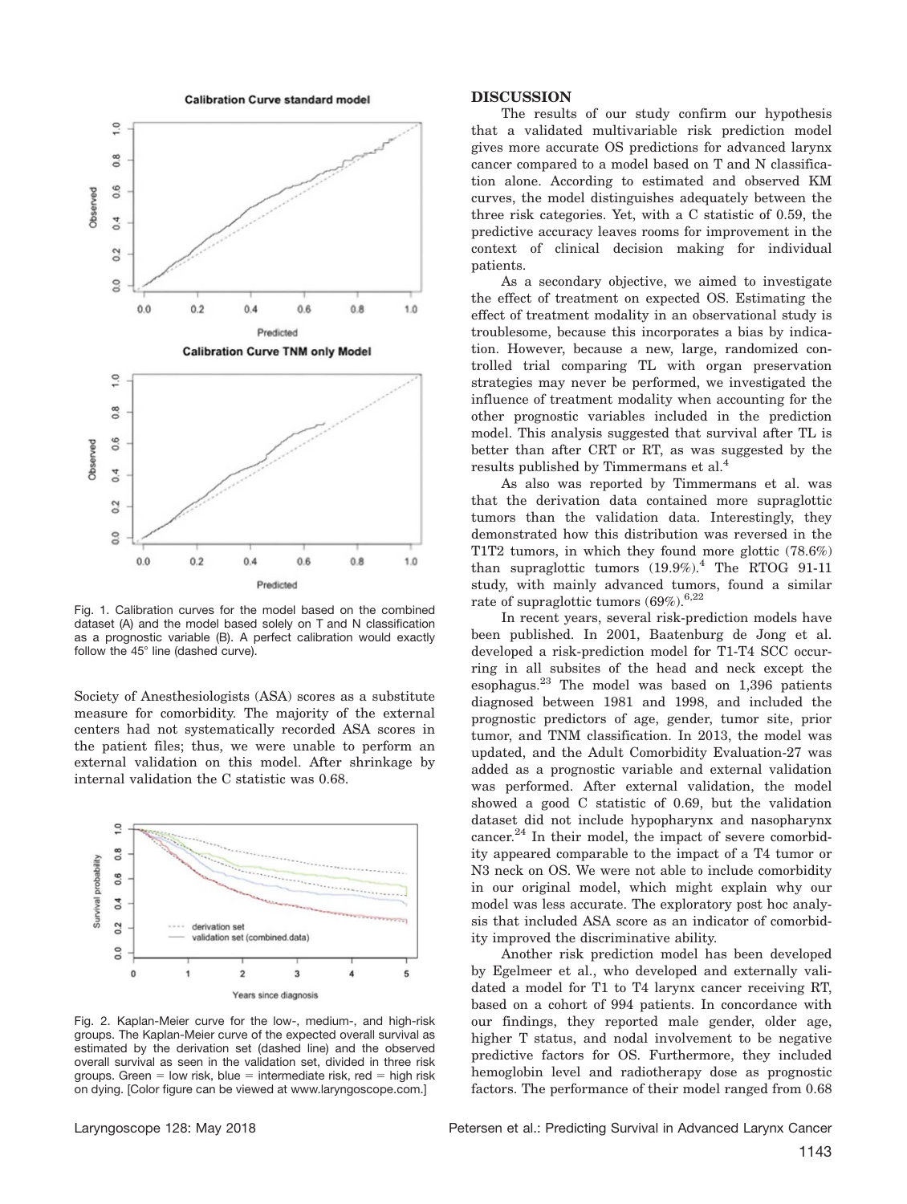Fig. 1. Calibration curves for the model based on the combined dataset (A) and the model based solely on T and N classification as a prognostic variable (B). A perfect calibration would exactly follow the 45° line (dashed curve).

Society of Anesthesiologists (ASA) scores as a substitute measure for comorbidity. The majority of the external centers had not systematically recorded ASA scores in the patient files; thus, we were unable to perform an external validation on this model. After shrinkage by internal validation the C statistic was 0.68.

Fig. 2. Kaplan-Meier curve for the low-, medium-, and high-risk groups. The Kaplan-Meier curve of the expected overall survival as estimated by the derivation set (dashed line) and the observed overall survival as seen in the validation set, divided in three risk groups. Green = low risk, blue = intermediate risk, red = high risk on dying. [Color figure can be viewed at www.laryngoscope.com.]

## DISCUSSION

The results of our study confirm our hypothesis that a validated multivariable risk prediction model gives more accurate OS predictions for advanced larynx cancer compared to a model based on T and N classification alone. According to estimated and observed KM curves, the model distinguishes adequately between the three risk categories. Yet, with a C statistic of 0.59, the predictive accuracy leaves rooms for improvement in the context of clinical decision making for individual patients.

As a secondary objective, we aimed to investigate the effect of treatment on expected OS. Estimating the effect of treatment modality in an observational study is troublesome, because this incorporates a bias by indication. However, because a new, large, randomized controlled trial comparing TL with organ preservation strategies may never be performed, we investigated the influence of treatment modality when accounting for the other prognostic variables included in the prediction model. This analysis suggested that survival after TL is better than after CRT or RT, as was suggested by the results published by Timmermans et al.[4]

As also was reported by Timmermans et al. was that the derivation data contained more supraglottic tumors than the validation data. Interestingly, they demonstrated how this distribution was reversed in the T1T2 tumors, in which they found more glottic (78.6%) than supraglottic tumors (19.9%).[4] The RTOG 91-11 study, with mainly advanced tumors, found a similar rate of supraglottic tumors (69%).[6,22]

In recent years, several risk-prediction models have been published. In 2001, Baatenburg de Jong et al. developed a risk-prediction model for T1-T4 SCC occurring in all subsites of the head and neck except the esophagus.[23] The model was based on 1,396 patients diagnosed between 1981 and 1998, and included the prognostic predictors of age, gender, tumor site, prior tumor, and TNM classification. In 2013, the model was updated, and the Adult Comorbidity Evaluation-27 was added as a prognostic variable and external validation was performed. After external validation, the model showed a good C statistic of 0.69, but the validation dataset did not include hypopharynx and nasopharynx cancer.[24] In their model, the impact of severe comorbidity appeared comparable to the impact of a T4 tumor or N3 neck on OS. We were not able to include comorbidity in our original model, which might explain why our model was less accurate. The exploratory post hoc analysis that included ASA score as an indicator of comorbidity improved the discriminative ability.

Another risk prediction model has been developed by Egelmeer et al., who developed and externally validated a model for T1 to T4 larynx cancer receiving RT, based on a cohort of 994 patients. In concordance with our findings, they reported male gender, older age, higher T status, and nodal involvement to be negative predictive factors for OS. Furthermore, they included hemoglobin level and radiotherapy dose as prognostic factors. The performance of their model ranged from 0.68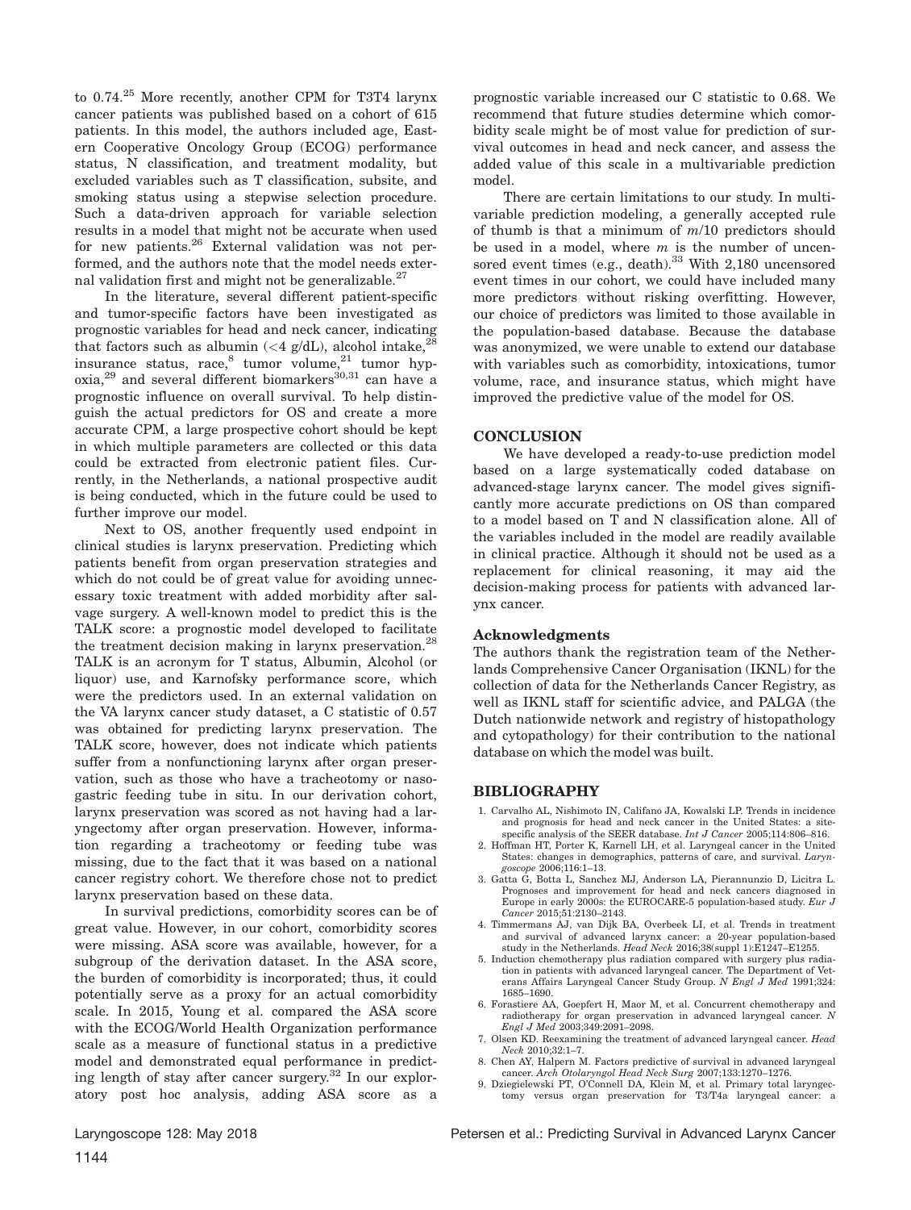to 0.74.[25] More recently, another CPM for T3T4 larynx cancer patients was published based on a cohort of 615 patients. In this model, the authors included age, Eastern Cooperative Oncology Group (ECOG) performance status, N classification, and treatment modality, but excluded variables such as T classification, subsite, and smoking status using a stepwise selection procedure. Such a data-driven approach for variable selection results in a model that might not be accurate when used for new patients.[26] External validation was not performed, and the authors note that the model needs external validation first and might not be generalizable.[27]

In the literature, several different patient-specific and tumor-specific factors have been investigated as prognostic variables for head and neck cancer, indicating that factors such as albumin (<4 g/dL), alcohol intake,[28] insurance status, race,[8] tumor volume,[21] tumor hypoxia,[29] and several different biomarkers[30,31] can have a prognostic influence on overall survival. To help distinguish the actual predictors for OS and create a more accurate CPM, a large prospective cohort should be kept in which multiple parameters are collected or this data could be extracted from electronic patient files. Currently, in the Netherlands, a national prospective audit is being conducted, which in the future could be used to further improve our model.

Next to OS, another frequently used endpoint in clinical studies is larynx preservation. Predicting which patients benefit from organ preservation strategies and which do not could be of great value for avoiding unnecessary toxic treatment with added morbidity after salvage surgery. A well-known model to predict this is the TALK score: a prognostic model developed to facilitate the treatment decision making in larynx preservation.[28] TALK is an acronym for T status, Albumin, Alcohol (or liquor) use, and Karnofsky performance score, which were the predictors used. In an external validation on the VA larynx cancer study dataset, a C statistic of 0.57 was obtained for predicting larynx preservation. The TALK score, however, does not indicate which patients suffer from a nonfunctioning larynx after organ preservation, such as those who have a tracheotomy or nasogastric feeding tube in situ. In our derivation cohort, larynx preservation was scored as not having had a laryngectomy after organ preservation. However, information regarding a tracheotomy or feeding tube was missing, due to the fact that it was based on a national cancer registry cohort. We therefore chose not to predict larynx preservation based on these data.

In survival predictions, comorbidity scores can be of great value. However, in our cohort, comorbidity scores were missing. ASA score was available, however, for a subgroup of the derivation dataset. In the ASA score, the burden of comorbidity is incorporated; thus, it could potentially serve as a proxy for an actual comorbidity scale. In 2015, Young et al. compared the ASA score with the ECOG/World Health Organization performance scale as a measure of functional status in a predictive model and demonstrated equal performance in predicting length of stay after cancer surgery.[32] In our exploratory post hoc analysis, adding ASA score as a prognostic variable increased our C statistic to 0.68. We recommend that future studies determine which comorbidity scale might be of most value for prediction of survival outcomes in head and neck cancer, and assess the added value of this scale in a multivariable prediction model.

There are certain limitations to our study. In multivariable prediction modeling, a generally accepted rule of thumb is that a minimum of $m/10$ predictors should be used in a model, where $m$ is the number of uncensored event times (e.g., death).[33] With 2,180 uncensored event times in our cohort, we could have included many more predictors without risking overfitting. However, our choice of predictors was limited to those available in the population-based database. Because the database was anonymized, we were unable to extend our database with variables such as comorbidity, intoxications, tumor volume, race, and insurance status, which might have improved the predictive value of the model for OS.

## CONCLUSION

We have developed a ready-to-use prediction model based on a large systematically coded database on advanced-stage larynx cancer. The model gives significantly more accurate predictions on OS than compared to a model based on T and N classification alone. All of the variables included in the model are readily available in clinical practice. Although it should not be used as a replacement for clinical reasoning, it may aid the decision-making process for patients with advanced larynx cancer.

### Acknowledgments

The authors thank the registration team of the Netherlands Comprehensive Cancer Organisation (IKNL) for the collection of data for the Netherlands Cancer Registry, as well as IKNL staff for scientific advice, and PALGA (the Dutch nationwide network and registry of histopathology and cytopathology) for their contribution to the national database on which the model was built.

## BIBLIOGRAPHY

1. Carvalho AL, Nishimoto IN, Califano JA, Kowalski LP. Trends in incidence and prognosis for head and neck cancer in the United States: a site-specific analysis of the SEER database. *Int J Cancer* 2005;114:806–816.
2. Hoffman HT, Porter K, Karnell LH, et al. Laryngeal cancer in the United States: changes in demographics, patterns of care, and survival. *Laryngoscope* 2006;116:1–13.
3. Gatta G, Botta L, Sanchez MJ, Anderson LA, Pierannunzio D, Licitra L. Prognoses and improvement for head and neck cancers diagnosed in Europe in early 2000s: the EUROCARE-5 population-based study. *Eur J Cancer* 2015;51:2130–2143.
4. Timmermans AJ, van Dijk BA, Overbeek LI, et al. Trends in treatment and survival of advanced larynx cancer: a 20-year population-based study in the Netherlands. *Head Neck* 2016;38(suppl 1):E1247–E1255.
5. Induction chemotherapy plus radiation compared with surgery plus radiation in patients with advanced laryngeal cancer. The Department of Veterans Affairs Laryngeal Cancer Study Group. *N Engl J Med* 1991;324: 1685–1690.
6. Forastiere AA, Goepfert H, Maor M, et al. Concurrent chemotherapy and radiotherapy for organ preservation in advanced laryngeal cancer. *N Engl J Med* 2003;349:2091–2098.
7. Olsen KD. Reexamining the treatment of advanced laryngeal cancer. *Head Neck* 2010;32:1–7.
8. Chen AY, Halpern M. Factors predictive of survival in advanced laryngeal cancer. *Arch Otolaryngol Head Neck Surg* 2007;133:1270–1276.
9. Dziegielewski PT, O'Connell DA, Klein M, et al. Primary total laryngectomy versus organ preservation for T3/T4a laryngeal cancer: a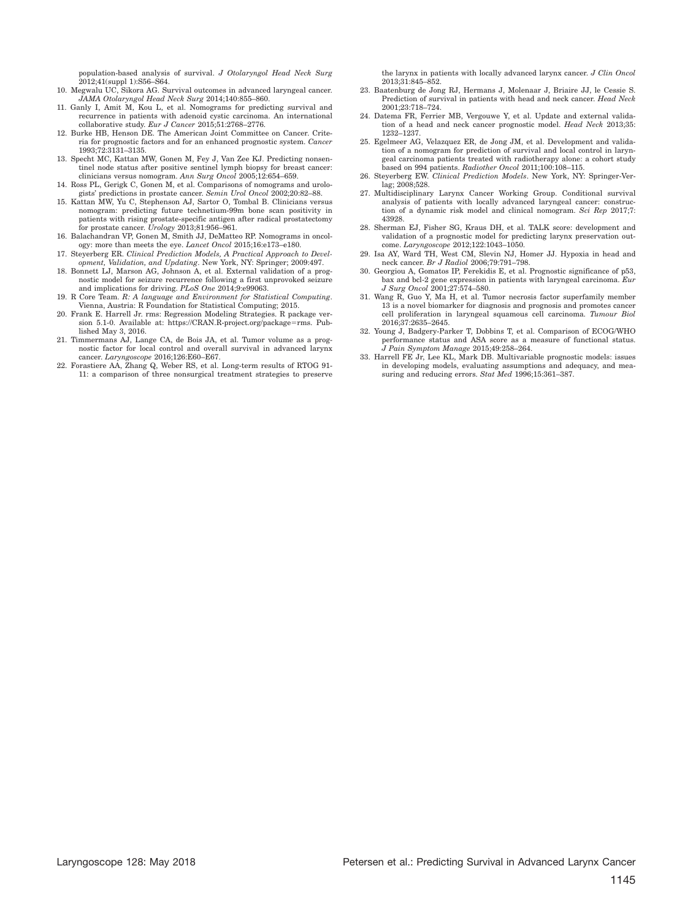population-based analysis of survival. *J Otolaryngol Head Neck Surg* 2012;41(suppl 1):S56–S64.

10. Megwalu UC, Sikora AG. Survival outcomes in advanced laryngeal cancer. *JAMA Otolaryngol Head Neck Surg* 2014;140:855–860.
11. Ganly I, Amit M, Kou L, et al. Nomograms for predicting survival and recurrence in patients with adenoid cystic carcinoma. An international collaborative study. *Eur J Cancer* 2015;51:2768–2776.
12. Burke HB, Henson DE. The American Joint Committee on Cancer. Criteria for prognostic factors and for an enhanced prognostic system. *Cancer* 1993;72:3131–3135.
13. Specht MC, Kattan MW, Gonen M, Fey J, Van Zee KJ. Predicting nonsentinel node status after positive sentinel lymph biopsy for breast cancer: clinicians versus nomogram. *Ann Surg Oncol* 2005;12:654–659.
14. Ross PL, Gerigk C, Gonen M, et al. Comparisons of nomograms and urologists' predictions in prostate cancer. *Semin Urol Oncol* 2002;20:82–88.
15. Kattan MW, Yu C, Stephenson AJ, Sartor O, Tombal B. Clinicians versus nomogram: predicting future technetium-99m bone scan positivity in patients with rising prostate-specific antigen after radical prostatectomy for prostate cancer. *Urology* 2013;81:956–961.
16. Balachandran VP, Gonen M, Smith JJ, DeMatteo RP. Nomograms in oncology: more than meets the eye. *Lancet Oncol* 2015;16:e173–e180.
17. Steyerberg ER. *Clinical Prediction Models, A Practical Approach to Development, Validation, and Updating*. New York, NY: Springer; 2009:497.
18. Bonnett LJ, Marson AG, Johnson A, et al. External validation of a prognostic model for seizure recurrence following a first unprovoked seizure and implications for driving. *PLoS One* 2014;9:e99063.
19. R Core Team. *R: A language and Environment for Statistical Computing*. Vienna, Austria: R Foundation for Statistical Computing; 2015.
20. Frank E. Harrell Jr. rms: Regression Modeling Strategies. R package version 5.1-0. Available at: https://CRAN.R-project.org/package=rms. Published May 3, 2016.
21. Timmermans AJ, Lange CA, de Bois JA, et al. Tumor volume as a prognostic factor for local control and overall survival in advanced larynx cancer. *Laryngoscope* 2016;126:E60–E67.
22. Forastiere AA, Zhang Q, Weber RS, et al. Long-term results of RTOG 91-11: a comparison of three nonsurgical treatment strategies to preserve the larynx in patients with locally advanced larynx cancer. *J Clin Oncol* 2013;31:845–852.
23. Baatenburg de Jong RJ, Hermans J, Molenaar J, Briaire JJ, le Cessie S. Prediction of survival in patients with head and neck cancer. *Head Neck* 2001;23:718–724.
24. Datema FR, Ferrier MB, Vergouwe Y, et al. Update and external validation of a head and neck cancer prognostic model. *Head Neck* 2013;35:1232–1237.
25. Egelmeer AG, Velazquez ER, de Jong JM, et al. Development and validation of a nomogram for prediction of survival and local control in laryngeal carcinoma patients treated with radiotherapy alone: a cohort study based on 994 patients. *Radiother Oncol* 2011;100:108–115.
26. Steyerberg EW. *Clinical Prediction Models*. New York, NY: Springer-Verlag; 2008;528.
27. Multidisciplinary Larynx Cancer Working Group. Conditional survival analysis of patients with locally advanced laryngeal cancer: construction of a dynamic risk model and clinical nomogram. *Sci Rep* 2017;7:43928.
28. Sherman EJ, Fisher SG, Kraus DH, et al. TALK score: development and validation of a prognostic model for predicting larynx preservation outcome. *Laryngoscope* 2012;122:1043–1050.
29. Isa AY, Ward TH, West CM, Slevin NJ, Homer JJ. Hypoxia in head and neck cancer. *Br J Radiol* 2006;79:791–798.
30. Georgiou A, Gomatos IP, Ferekidis E, et al. Prognostic significance of p53, bax and bcl-2 gene expression in patients with laryngeal carcinoma. *Eur J Surg Oncol* 2001;27:574–580.
31. Wang R, Guo Y, Ma H, et al. Tumor necrosis factor superfamily member 13 is a novel biomarker for diagnosis and prognosis and promotes cancer cell proliferation in laryngeal squamous cell carcinoma. *Tumour Biol* 2016;37:2635–2645.
32. Young J, Badgery-Parker T, Dobbins T, et al. Comparison of ECOG/WHO performance status and ASA score as a measure of functional status. *J Pain Symptom Manage* 2015;49:258–264.
33. Harrell FE Jr, Lee KL, Mark DB. Multivariable prognostic models: issues in developing models, evaluating assumptions and adequacy, and measuring and reducing errors. *Stat Med* 1996;15:361–387.